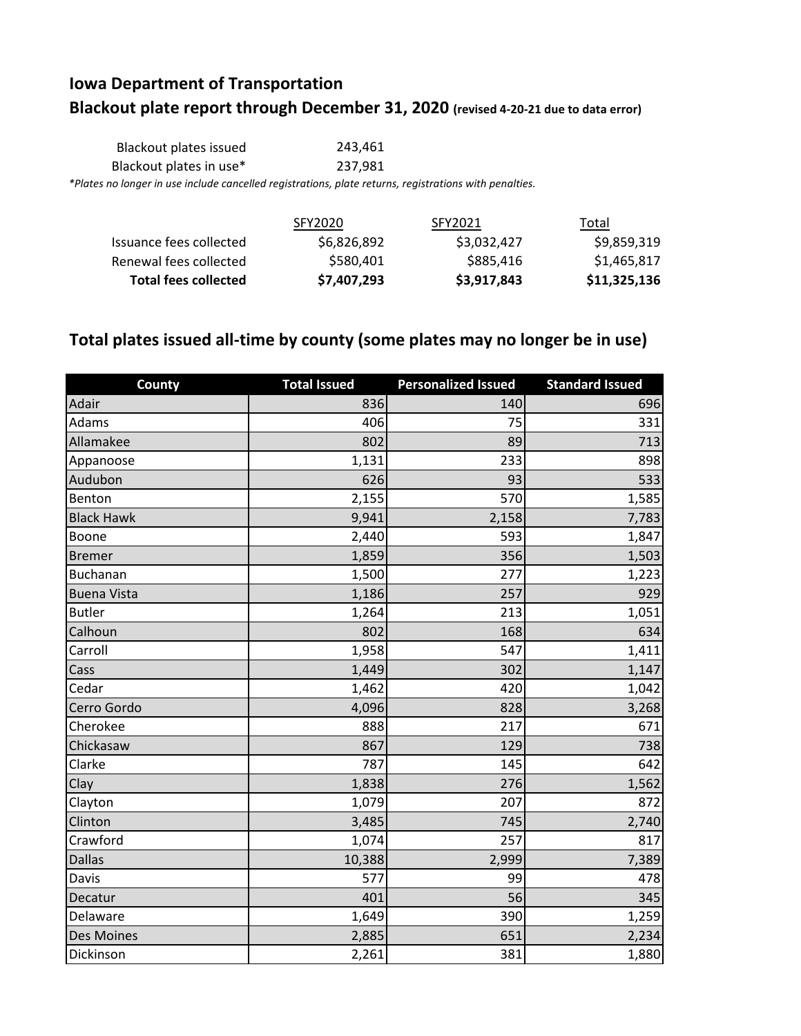# Iowa Department of Transportation

## Blackout plate report through December 31, 2020 (revised 4-20-21 due to data error)

| | |
|---|---|
| Blackout plates issued | 243,461 |
| Blackout plates in use* | 237,981 |

*Plates no longer in use include cancelled registrations, plate returns, registrations with penalties.*

| | SFY2020 | SFY2021 | Total |
|---|---|---|---|
| Issuance fees collected | $6,826,892 | $3,032,427 | $9,859,319 |
| Renewal fees collected | $580,401 | $885,416 | $1,465,817 |
| **Total fees collected** | **$7,407,293** | **$3,917,843** | **$11,325,136** |

## Total plates issued all-time by county (some plates may no longer be in use)

| County | Total Issued | Personalized Issued | Standard Issued |
|---|---|---|---|
| Adair | 836 | 140 | 696 |
| Adams | 406 | 75 | 331 |
| Allamakee | 802 | 89 | 713 |
| Appanoose | 1,131 | 233 | 898 |
| Audubon | 626 | 93 | 533 |
| Benton | 2,155 | 570 | 1,585 |
| Black Hawk | 9,941 | 2,158 | 7,783 |
| Boone | 2,440 | 593 | 1,847 |
| Bremer | 1,859 | 356 | 1,503 |
| Buchanan | 1,500 | 277 | 1,223 |
| Buena Vista | 1,186 | 257 | 929 |
| Butler | 1,264 | 213 | 1,051 |
| Calhoun | 802 | 168 | 634 |
| Carroll | 1,958 | 547 | 1,411 |
| Cass | 1,449 | 302 | 1,147 |
| Cedar | 1,462 | 420 | 1,042 |
| Cerro Gordo | 4,096 | 828 | 3,268 |
| Cherokee | 888 | 217 | 671 |
| Chickasaw | 867 | 129 | 738 |
| Clarke | 787 | 145 | 642 |
| Clay | 1,838 | 276 | 1,562 |
| Clayton | 1,079 | 207 | 872 |
| Clinton | 3,485 | 745 | 2,740 |
| Crawford | 1,074 | 257 | 817 |
| Dallas | 10,388 | 2,999 | 7,389 |
| Davis | 577 | 99 | 478 |
| Decatur | 401 | 56 | 345 |
| Delaware | 1,649 | 390 | 1,259 |
| Des Moines | 2,885 | 651 | 2,234 |
| Dickinson | 2,261 | 381 | 1,880 |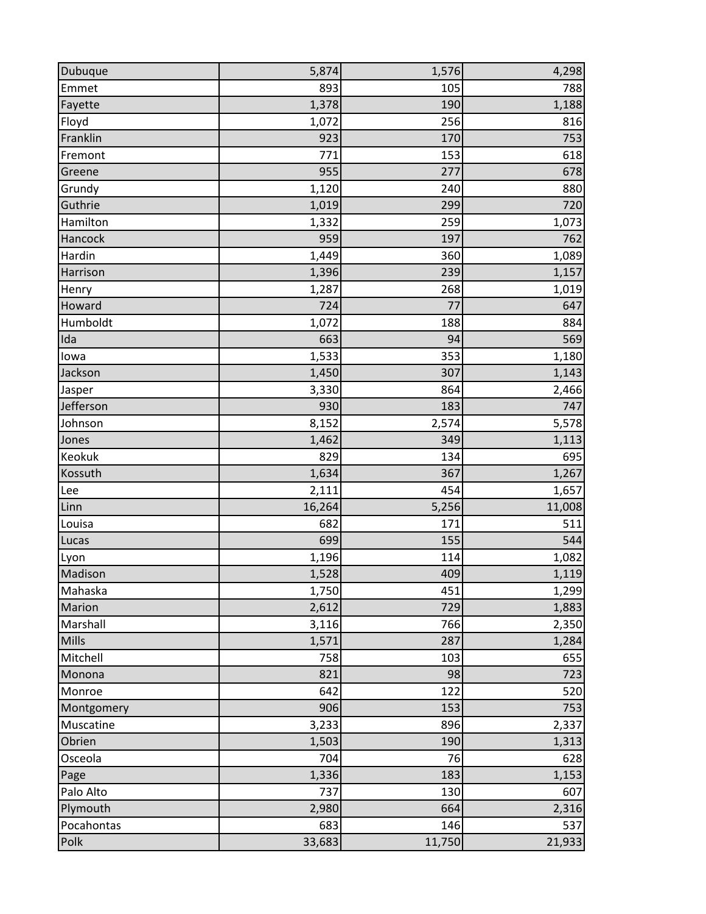| | | | |
|---|---|---|---|
| Dubuque | 5,874 | 1,576 | 4,298 |
| Emmet | 893 | 105 | 788 |
| Fayette | 1,378 | 190 | 1,188 |
| Floyd | 1,072 | 256 | 816 |
| Franklin | 923 | 170 | 753 |
| Fremont | 771 | 153 | 618 |
| Greene | 955 | 277 | 678 |
| Grundy | 1,120 | 240 | 880 |
| Guthrie | 1,019 | 299 | 720 |
| Hamilton | 1,332 | 259 | 1,073 |
| Hancock | 959 | 197 | 762 |
| Hardin | 1,449 | 360 | 1,089 |
| Harrison | 1,396 | 239 | 1,157 |
| Henry | 1,287 | 268 | 1,019 |
| Howard | 724 | 77 | 647 |
| Humboldt | 1,072 | 188 | 884 |
| Ida | 663 | 94 | 569 |
| Iowa | 1,533 | 353 | 1,180 |
| Jackson | 1,450 | 307 | 1,143 |
| Jasper | 3,330 | 864 | 2,466 |
| Jefferson | 930 | 183 | 747 |
| Johnson | 8,152 | 2,574 | 5,578 |
| Jones | 1,462 | 349 | 1,113 |
| Keokuk | 829 | 134 | 695 |
| Kossuth | 1,634 | 367 | 1,267 |
| Lee | 2,111 | 454 | 1,657 |
| Linn | 16,264 | 5,256 | 11,008 |
| Louisa | 682 | 171 | 511 |
| Lucas | 699 | 155 | 544 |
| Lyon | 1,196 | 114 | 1,082 |
| Madison | 1,528 | 409 | 1,119 |
| Mahaska | 1,750 | 451 | 1,299 |
| Marion | 2,612 | 729 | 1,883 |
| Marshall | 3,116 | 766 | 2,350 |
| Mills | 1,571 | 287 | 1,284 |
| Mitchell | 758 | 103 | 655 |
| Monona | 821 | 98 | 723 |
| Monroe | 642 | 122 | 520 |
| Montgomery | 906 | 153 | 753 |
| Muscatine | 3,233 | 896 | 2,337 |
| Obrien | 1,503 | 190 | 1,313 |
| Osceola | 704 | 76 | 628 |
| Page | 1,336 | 183 | 1,153 |
| Palo Alto | 737 | 130 | 607 |
| Plymouth | 2,980 | 664 | 2,316 |
| Pocahontas | 683 | 146 | 537 |
| Polk | 33,683 | 11,750 | 21,933 |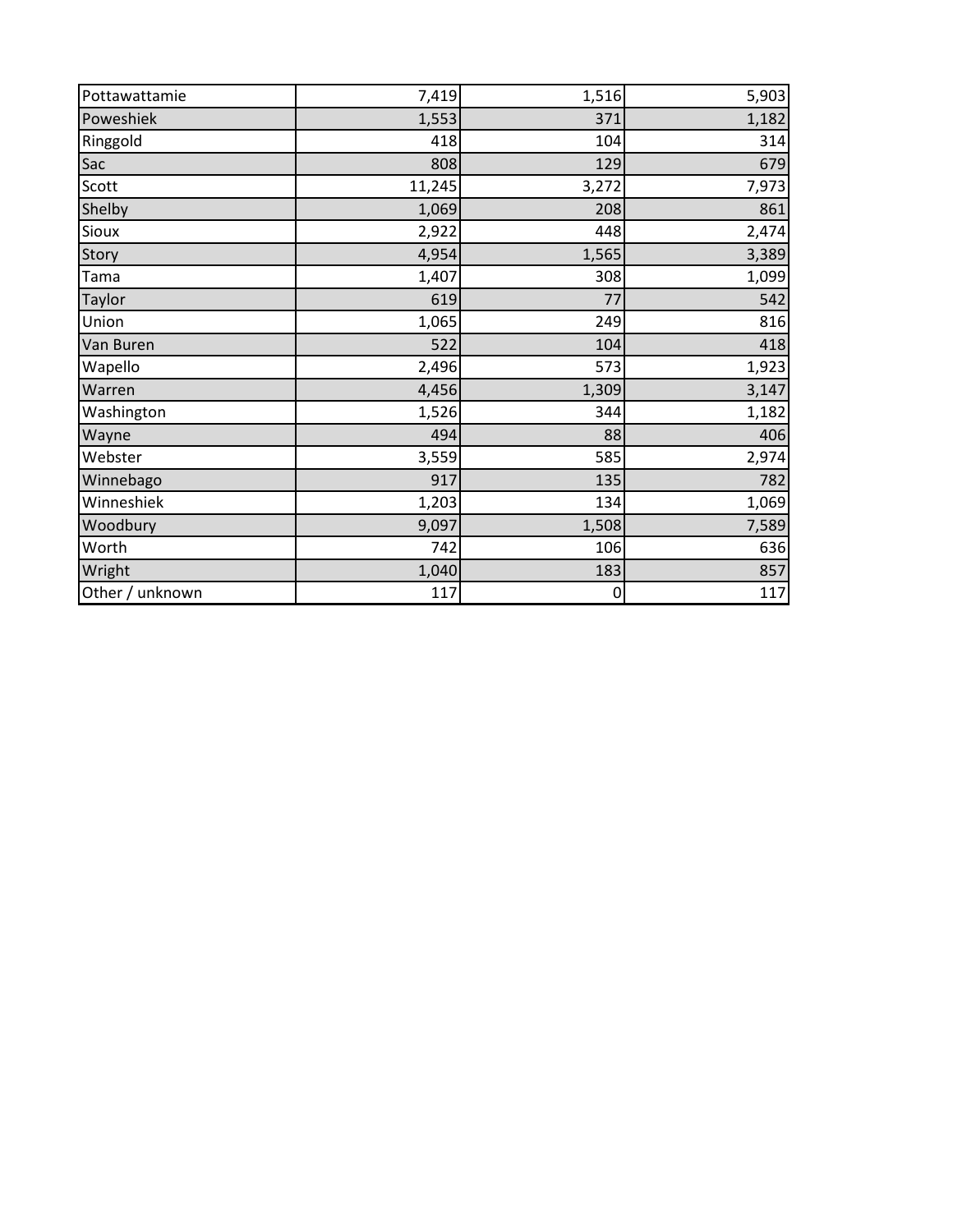| | | | |
|---|---|---|---|
| Pottawattamie | 7,419 | 1,516 | 5,903 |
| Poweshiek | 1,553 | 371 | 1,182 |
| Ringgold | 418 | 104 | 314 |
| Sac | 808 | 129 | 679 |
| Scott | 11,245 | 3,272 | 7,973 |
| Shelby | 1,069 | 208 | 861 |
| Sioux | 2,922 | 448 | 2,474 |
| Story | 4,954 | 1,565 | 3,389 |
| Tama | 1,407 | 308 | 1,099 |
| Taylor | 619 | 77 | 542 |
| Union | 1,065 | 249 | 816 |
| Van Buren | 522 | 104 | 418 |
| Wapello | 2,496 | 573 | 1,923 |
| Warren | 4,456 | 1,309 | 3,147 |
| Washington | 1,526 | 344 | 1,182 |
| Wayne | 494 | 88 | 406 |
| Webster | 3,559 | 585 | 2,974 |
| Winnebago | 917 | 135 | 782 |
| Winneshiek | 1,203 | 134 | 1,069 |
| Woodbury | 9,097 | 1,508 | 7,589 |
| Worth | 742 | 106 | 636 |
| Wright | 1,040 | 183 | 857 |
| Other / unknown | 117 | 0 | 117 |